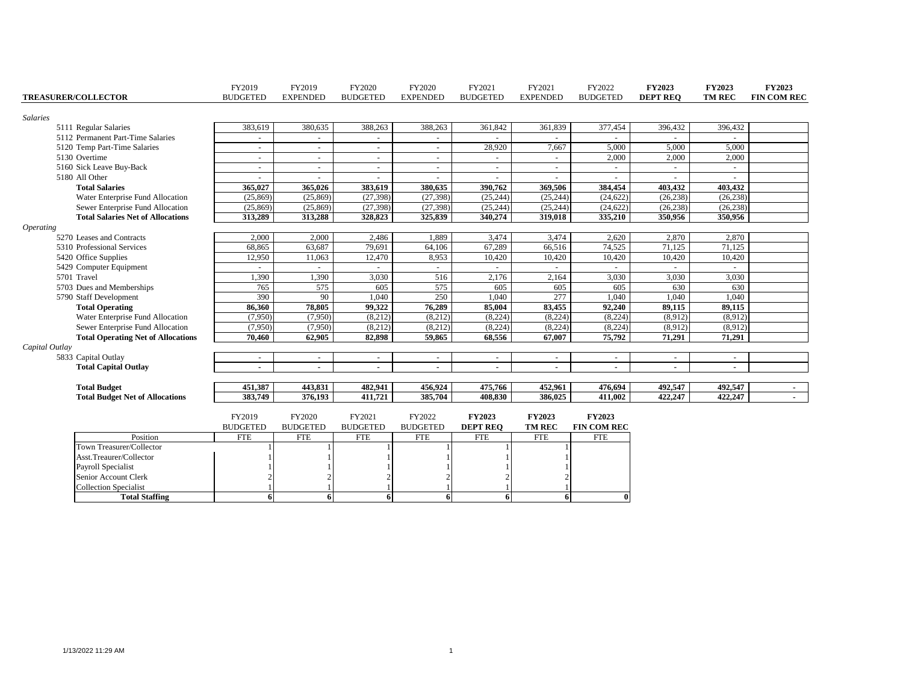| TREASURER/COLLECTOR | FY2019 BUDGETED | FY2019 EXPENDED | FY2020 BUDGETED | FY2020 EXPENDED | FY2021 BUDGETED | FY2021 EXPENDED | FY2022 BUDGETED | **FY2023 DEPT REQ** | **FY2023 TM REC** | **FY2023 FIN COM REC** |
|---|---|---|---|---|---|---|---|---|---|---|
| *Salaries* | | | | | | | | | | |
| 5111 Regular Salaries | 383,619 | 380,635 | 388,263 | 388,263 | 361,842 | 361,839 | 377,454 | 396,432 | 396,432 | |
| 5112 Permanent Part-Time Salaries | - | - | - | - | - | - | - | - | - | |
| 5120 Temp Part-Time Salaries | - | - | - | - | 28,920 | 7,667 | 5,000 | 5,000 | 5,000 | |
| 5130 Overtime | - | - | - | - | - | - | 2,000 | 2,000 | 2,000 | |
| 5160 Sick Leave Buy-Back | - | - | - | - | - | - | - | - | - | |
| 5180 All Other | - | - | - | - | - | - | - | - | - | |
| **Total Salaries** | **365,027** | **365,026** | **383,619** | **380,635** | **390,762** | **369,506** | **384,454** | **403,432** | **403,432** | |
| Water Enterprise Fund Allocation | (25,869) | (25,869) | (27,398) | (27,398) | (25,244) | (25,244) | (24,622) | (26,238) | (26,238) | |
| Sewer Enterprise Fund Allocation | (25,869) | (25,869) | (27,398) | (27,398) | (25,244) | (25,244) | (24,622) | (26,238) | (26,238) | |
| **Total Salaries Net of Allocations** | **313,289** | **313,288** | **328,823** | **325,839** | **340,274** | **319,018** | **335,210** | **350,956** | **350,956** | |
| *Operating* | | | | | | | | | | |
| 5270 Leases and Contracts | 2,000 | 2,000 | 2,486 | 1,889 | 3,474 | 3,474 | 2,620 | 2,870 | 2,870 | |
| 5310 Professional Services | 68,865 | 63,687 | 79,691 | 64,106 | 67,289 | 66,516 | 74,525 | 71,125 | 71,125 | |
| 5420 Office Supplies | 12,950 | 11,063 | 12,470 | 8,953 | 10,420 | 10,420 | 10,420 | 10,420 | 10,420 | |
| 5429 Computer Equipment | - | - | - | - | - | - | - | - | - | |
| 5701 Travel | 1,390 | 1,390 | 3,030 | 516 | 2,176 | 2,164 | 3,030 | 3,030 | 3,030 | |
| 5703 Dues and Memberships | 765 | 575 | 605 | 575 | 605 | 605 | 605 | 630 | 630 | |
| 5790 Staff Development | 390 | 90 | 1,040 | 250 | 1,040 | 277 | 1,040 | 1,040 | 1,040 | |
| **Total Operating** | **86,360** | **78,805** | **99,322** | **76,289** | **85,004** | **83,455** | **92,240** | **89,115** | **89,115** | |
| Water Enterprise Fund Allocation | (7,950) | (7,950) | (8,212) | (8,212) | (8,224) | (8,224) | (8,224) | (8,912) | (8,912) | |
| Sewer Enterprise Fund Allocation | (7,950) | (7,950) | (8,212) | (8,212) | (8,224) | (8,224) | (8,224) | (8,912) | (8,912) | |
| **Total Operating Net of Allocations** | **70,460** | **62,905** | **82,898** | **59,865** | **68,556** | **67,007** | **75,792** | **71,291** | **71,291** | |
| *Capital Outlay* | | | | | | | | | | |
| 5833 Capital Outlay | - | - | - | - | - | - | - | - | - | |
| **Total Capital Outlay** | - | - | - | - | - | - | - | - | - | |
| **Total Budget** | **451,387** | **443,831** | **482,941** | **456,924** | **475,766** | **452,961** | **476,694** | **492,547** | **492,547** | **-** |
| **Total Budget Net of Allocations** | **383,749** | **376,193** | **411,721** | **385,704** | **408,830** | **386,025** | **411,002** | **422,247** | **422,247** | **-** |

| Position | FY2019 BUDGETED FTE | FY2020 BUDGETED FTE | FY2021 BUDGETED FTE | FY2022 BUDGETED FTE | **FY2023 DEPT REQ** FTE | **FY2023 TM REC** FTE | **FY2023 FIN COM REC** FTE |
|---|---|---|---|---|---|---|---|
| Town Treasurer/Collector | 1 | 1 | 1 | 1 | 1 | 1 | |
| Asst.Treaurer/Collector | 1 | 1 | 1 | 1 | 1 | 1 | |
| Payroll Specialist | 1 | 1 | 1 | 1 | 1 | 1 | |
| Senior Account Clerk | 2 | 2 | 2 | 2 | 2 | 2 | |
| Collection Specialist | 1 | 1 | 1 | 1 | 1 | 1 | |
| **Total Staffing** | **6** | **6** | **6** | **6** | **6** | **6** | **0** |

1/13/2022 11:29 AM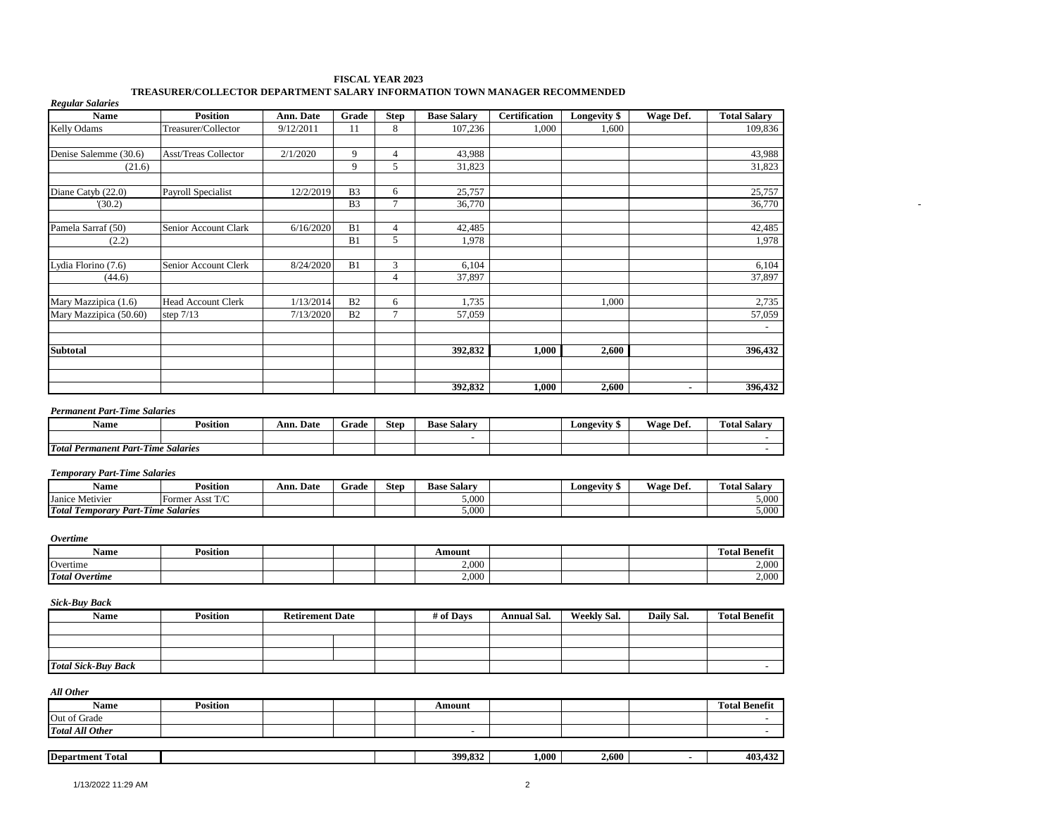# FISCAL YEAR 2023

## TREASURER/COLLECTOR DEPARTMENT SALARY INFORMATION TOWN MANAGER RECOMMENDED

*Regular Salaries*

| Name | Position | Ann. Date | Grade | Step | Base Salary | Certification | Longevity $ | Wage Def. | Total Salary |
|---|---|---|---|---|---|---|---|---|---|
| Kelly Odams | Treasurer/Collector | 9/12/2011 | 11 | 8 | 107,236 | 1,000 | 1,600 | | 109,836 |
| | | | | | | | | | |
| Denise Salemme (30.6) | Asst/Treas Collector | 2/1/2020 | 9 | 4 | 43,988 | | | | 43,988 |
| (21.6) | | | 9 | 5 | 31,823 | | | | 31,823 |
| | | | | | | | | | |
| Diane Catyb (22.0) | Payroll Specialist | 12/2/2019 | B3 | 6 | 25,757 | | | | 25,757 |
| '(30.2) | | | B3 | 7 | 36,770 | | | | 36,770 |
| | | | | | | | | | |
| Pamela Sarraf (50) | Senior Account Clark | 6/16/2020 | B1 | 4 | 42,485 | | | | 42,485 |
| (2.2) | | | B1 | 5 | 1,978 | | | | 1,978 |
| | | | | | | | | | |
| Lydia Florino (7.6) | Senior Account Clerk | 8/24/2020 | B1 | 3 | 6,104 | | | | 6,104 |
| (44.6) | | | | 4 | 37,897 | | | | 37,897 |
| | | | | | | | | | |
| Mary Mazzipica (1.6) | Head Account Clerk | 1/13/2014 | B2 | 6 | 1,735 | | 1,000 | | 2,735 |
| Mary Mazzipica (50.60) | step 7/13 | 7/13/2020 | B2 | 7 | 57,059 | | | | 57,059 |
| | | | | | | | | | - |
| | | | | | | | | | |
| **Subtotal** | | | | | **392,832** | **1,000** | **2,600** | | **396,432** |
| | | | | | | | | | |
| | | | | | | | | | |
| | | | | | **392,832** | **1,000** | **2,600** | **-** | **396,432** |

*Permanent Part-Time Salaries*

| Name | Position | Ann. Date | Grade | Step | Base Salary | | Longevity $ | Wage Def. | Total Salary |
|---|---|---|---|---|---|---|---|---|---|
| | | | | | - | | | | - |
| ***Total Permanent Part-Time Salaries*** | | | | | | | | | - |

*Temporary Part-Time Salaries*

| Name | Position | Ann. Date | Grade | Step | Base Salary | | Longevity $ | Wage Def. | Total Salary |
|---|---|---|---|---|---|---|---|---|---|
| Janice Metivier | Former Asst T/C | | | | 5,000 | | | | 5,000 |
| ***Total Temporary Part-Time Salaries*** | | | | | 5,000 | | | | 5,000 |

*Overtime*

| Name | Position | | | | Amount | | | | Total Benefit |
|---|---|---|---|---|---|---|---|---|---|
| Overtime | | | | | 2,000 | | | | 2,000 |
| ***Total Overtime*** | | | | | 2,000 | | | | 2,000 |

*Sick-Buy Back*

| Name | Position | Retirement Date | | | # of Days | Annual Sal. | Weekly Sal. | Daily Sal. | Total Benefit |
|---|---|---|---|---|---|---|---|---|---|
| | | | | | | | | | |
| | | | | | | | | | |
| | | | | | | | | | |
| ***Total Sick-Buy Back*** | | | | | | | | | - |

*All Other*

| Name | Position | | | | Amount | | | | Total Benefit |
|---|---|---|---|---|---|---|---|---|---|
| Out of Grade | | | | | | | | | - |
| ***Total All Other*** | | | | | - | | | | - |

| | | | | | | | | | |
|---|---|---|---|---|---|---|---|---|---|
| **Department Total** | | | | | **399,832** | **1,000** | **2,600** | **-** | **403,432** |

1/13/2022 11:29 AM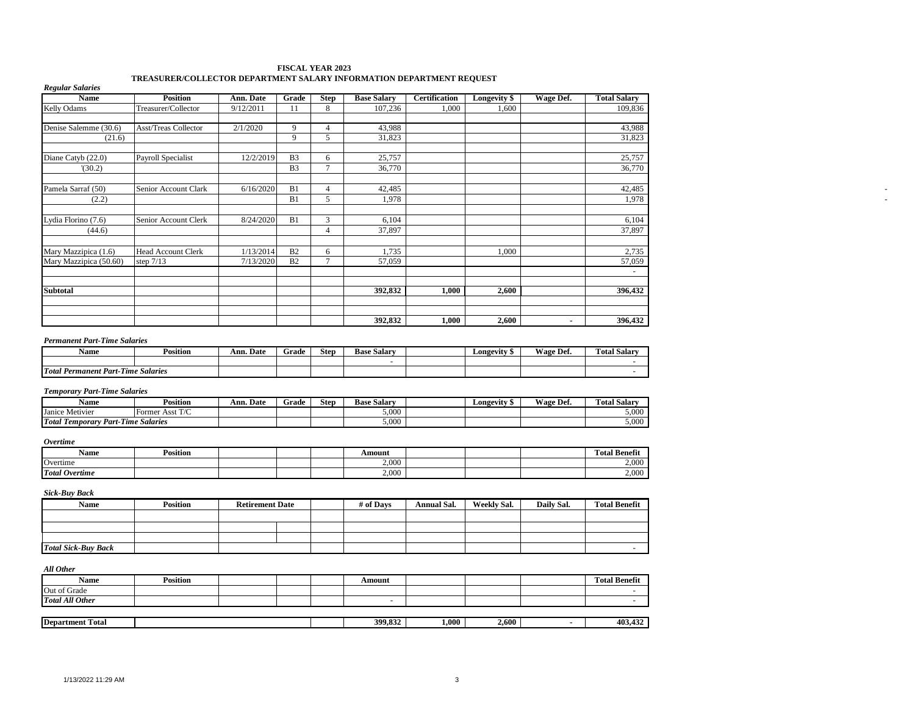# FISCAL YEAR 2023

## TREASURER/COLLECTOR DEPARTMENT SALARY INFORMATION DEPARTMENT REQUEST

*Regular Salaries*

| Name | Position | Ann. Date | Grade | Step | Base Salary | Certification | Longevity $ | Wage Def. | Total Salary |
|---|---|---|---|---|---|---|---|---|---|
| Kelly Odams | Treasurer/Collector | 9/12/2011 | 11 | 8 | 107,236 | 1,000 | 1,600 | | 109,836 |
| | | | | | | | | | |
| Denise Salemme (30.6) | Asst/Treas Collector | 2/1/2020 | 9 | 4 | 43,988 | | | | 43,988 |
| (21.6) | | | 9 | 5 | 31,823 | | | | 31,823 |
| | | | | | | | | | |
| Diane Catyb (22.0) | Payroll Specialist | 12/2/2019 | B3 | 6 | 25,757 | | | | 25,757 |
| '(30.2) | | | B3 | 7 | 36,770 | | | | 36,770 |
| | | | | | | | | | |
| Pamela Sarraf (50) | Senior Account Clark | 6/16/2020 | B1 | 4 | 42,485 | | | | 42,485 |
| (2.2) | | | B1 | 5 | 1,978 | | | | 1,978 |
| | | | | | | | | | |
| Lydia Florino (7.6) | Senior Account Clerk | 8/24/2020 | B1 | 3 | 6,104 | | | | 6,104 |
| (44.6) | | | | 4 | 37,897 | | | | 37,897 |
| | | | | | | | | | |
| Mary Mazzipica (1.6) | Head Account Clerk | 1/13/2014 | B2 | 6 | 1,735 | | 1,000 | | 2,735 |
| Mary Mazzipica (50.60) | step 7/13 | 7/13/2020 | B2 | 7 | 57,059 | | | | 57,059 |
| | | | | | | | | | - |
| | | | | | | | | | |
| **Subtotal** | | | | | **392,832** | **1,000** | **2,600** | | **396,432** |
| | | | | | | | | | |
| | | | | | | | | | |
| | | | | | **392,832** | **1,000** | **2,600** | **-** | **396,432** |

*Permanent Part-Time Salaries*

| Name | Position | Ann. Date | Grade | Step | Base Salary | | Longevity $ | Wage Def. | Total Salary |
|---|---|---|---|---|---|---|---|---|---|
| | | | | | - | | | | - |
| ***Total Permanent Part-Time Salaries*** | | | | | | | | | - |

*Temporary Part-Time Salaries*

| Name | Position | Ann. Date | Grade | Step | Base Salary | | Longevity $ | Wage Def. | Total Salary |
|---|---|---|---|---|---|---|---|---|---|
| Janice Metivier | Former Asst T/C | | | | 5,000 | | | | 5,000 |
| ***Total Temporary Part-Time Salaries*** | | | | | 5,000 | | | | 5,000 |

*Overtime*

| Name | Position | | | | Amount | | | | Total Benefit |
|---|---|---|---|---|---|---|---|---|---|
| Overtime | | | | | 2,000 | | | | 2,000 |
| ***Total Overtime*** | | | | | 2,000 | | | | 2,000 |

*Sick-Buy Back*

| Name | Position | Retirement Date | | | # of Days | Annual Sal. | Weekly Sal. | Daily Sal. | Total Benefit |
|---|---|---|---|---|---|---|---|---|---|
| | | | | | | | | | |
| | | | | | | | | | |
| | | | | | | | | | |
| ***Total Sick-Buy Back*** | | | | | | | | | - |

*All Other*

| Name | Position | | | | Amount | | | | Total Benefit |
|---|---|---|---|---|---|---|---|---|---|
| Out of Grade | | | | | | | | | - |
| ***Total All Other*** | | | | | - | | | | - |
| | | | | | | | | | |
| **Department Total** | | | | | **399,832** | **1,000** | **2,600** | **-** | **403,432** |

1/13/2022 11:29 AM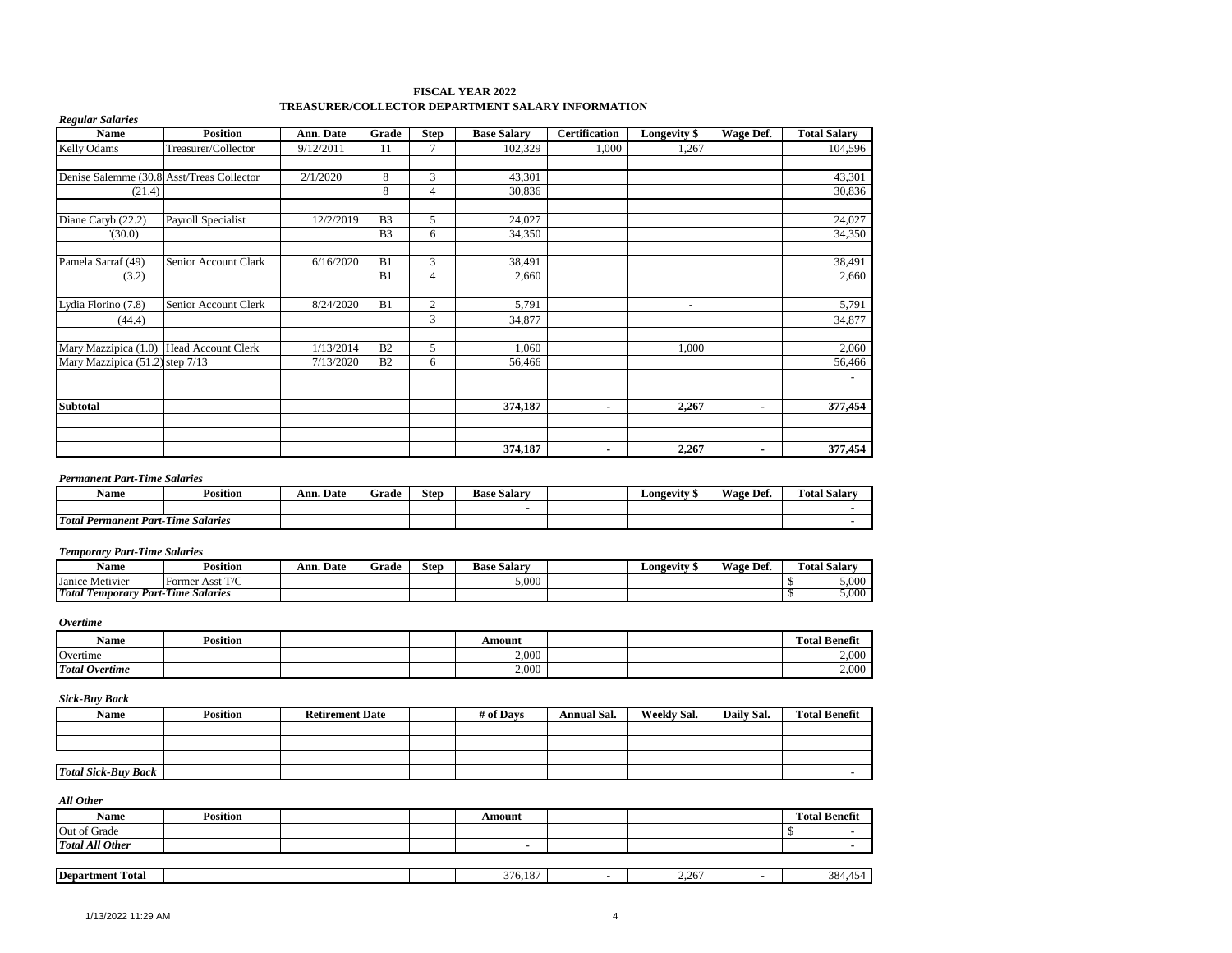# FISCAL YEAR 2022
## TREASURER/COLLECTOR DEPARTMENT SALARY INFORMATION

*Regular Salaries*

| Name | Position | Ann. Date | Grade | Step | Base Salary | Certification | Longevity $ | Wage Def. | Total Salary |
|---|---|---|---|---|---|---|---|---|---|
| Kelly Odams | Treasurer/Collector | 9/12/2011 | 11 | 7 | 102,329 | 1,000 | 1,267 | | 104,596 |
| | | | | | | | | | |
| Denise Salemme (30.8 | Asst/Treas Collector | 2/1/2020 | 8 | 3 | 43,301 | | | | 43,301 |
| (21.4) | | | 8 | 4 | 30,836 | | | | 30,836 |
| | | | | | | | | | |
| Diane Catyb (22.2) | Payroll Specialist | 12/2/2019 | B3 | 5 | 24,027 | | | | 24,027 |
| '(30.0) | | | B3 | 6 | 34,350 | | | | 34,350 |
| | | | | | | | | | |
| Pamela Sarraf (49) | Senior Account Clark | 6/16/2020 | B1 | 3 | 38,491 | | | | 38,491 |
| (3.2) | | | B1 | 4 | 2,660 | | | | 2,660 |
| | | | | | | | | | |
| Lydia Florino (7.8) | Senior Account Clerk | 8/24/2020 | B1 | 2 | 5,791 | | - | | 5,791 |
| (44.4) | | | | 3 | 34,877 | | | | 34,877 |
| | | | | | | | | | |
| Mary Mazzipica (1.0) | Head Account Clerk | 1/13/2014 | B2 | 5 | 1,060 | | 1,000 | | 2,060 |
| Mary Mazzipica (51.2) | step 7/13 | 7/13/2020 | B2 | 6 | 56,466 | | | | 56,466 |
| | | | | | | | | | - |
| | | | | | | | | | |
| **Subtotal** | | | | | **374,187** | **-** | **2,267** | **-** | **377,454** |
| | | | | | | | | | |
| | | | | | | | | | |
| | | | | | **374,187** | **-** | **2,267** | **-** | **377,454** |

*Permanent Part-Time Salaries*

| Name | Position | Ann. Date | Grade | Step | Base Salary | | Longevity $ | Wage Def. | Total Salary |
|---|---|---|---|---|---|---|---|---|---|
| | | | | | - | | | | - |
| ***Total Permanent Part-Time Salaries*** | | | | | | | | | - |

*Temporary Part-Time Salaries*

| Name | Position | Ann. Date | Grade | Step | Base Salary | | Longevity $ | Wage Def. | Total Salary |
|---|---|---|---|---|---|---|---|---|---|
| Janice Metivier | Former Asst T/C | | | | 5,000 | | | | $ 5,000 |
| ***Total Temporary Part-Time Salaries*** | | | | | | | | | $ 5,000 |

*Overtime*

| Name | Position | | | | Amount | | | | Total Benefit |
|---|---|---|---|---|---|---|---|---|---|
| Overtime | | | | | 2,000 | | | | 2,000 |
| ***Total Overtime*** | | | | | 2,000 | | | | 2,000 |

*Sick-Buy Back*

| Name | Position | Retirement Date | | | # of Days | Annual Sal. | Weekly Sal. | Daily Sal. | Total Benefit |
|---|---|---|---|---|---|---|---|---|---|
| | | | | | | | | | |
| | | | | | | | | | |
| | | | | | | | | | |
| ***Total Sick-Buy Back*** | | | | | | | | | - |

*All Other*

| Name | Position | | | | Amount | | | | Total Benefit |
|---|---|---|---|---|---|---|---|---|---|
| Out of Grade | | | | | | | | | $ - |
| ***Total All Other*** | | | | | - | | | | - |

| **Department Total** | | | | | 376,187 | - | 2,267 | - | 384,454 |
|---|---|---|---|---|---|---|---|---|---|

1/13/2022 11:29 AM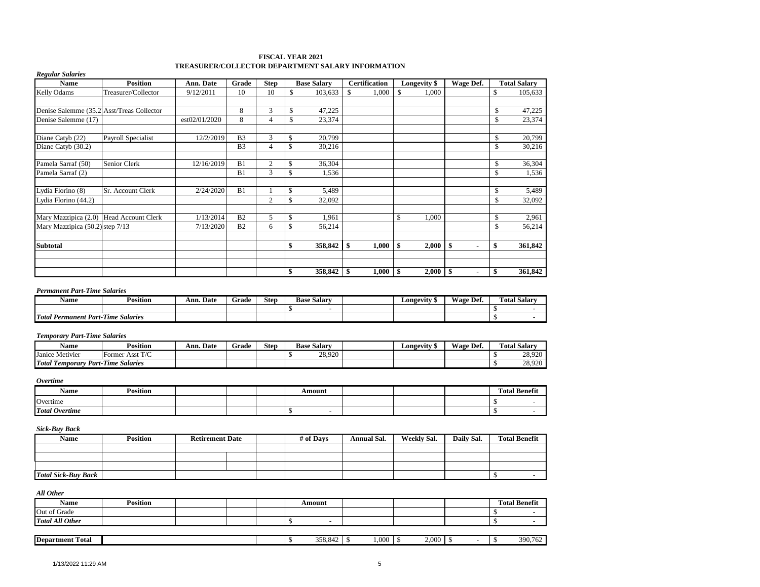**FISCAL YEAR 2021**
**TREASURER/COLLECTOR DEPARTMENT SALARY INFORMATION**

***Regular Salaries***

| Name | Position | Ann. Date | Grade | Step | Base Salary | Certification | Longevity $ | Wage Def. | Total Salary |
|---|---|---|---|---|---|---|---|---|---|
| Kelly Odams | Treasurer/Collector | 9/12/2011 | 10 | 10 | $ 103,633 | $ 1,000 | $ 1,000 | | $ 105,633 |
| | | | | | | | | | |
| Denise Salemme (35.2 | Asst/Treas Collector | | 8 | 3 | $ 47,225 | | | | $ 47,225 |
| Denise Salemme (17) | | est02/01/2020 | 8 | 4 | $ 23,374 | | | | $ 23,374 |
| | | | | | | | | | |
| Diane Catyb (22) | Payroll Specialist | 12/2/2019 | B3 | 3 | $ 20,799 | | | | $ 20,799 |
| Diane Catyb (30.2) | | | B3 | 4 | $ 30,216 | | | | $ 30,216 |
| | | | | | | | | | |
| Pamela Sarraf (50) | Senior Clerk | 12/16/2019 | B1 | 2 | $ 36,304 | | | | $ 36,304 |
| Pamela Sarraf (2) | | | B1 | 3 | $ 1,536 | | | | $ 1,536 |
| | | | | | | | | | |
| Lydia Florino (8) | Sr. Account Clerk | 2/24/2020 | B1 | 1 | $ 5,489 | | | | $ 5,489 |
| Lydia Florino (44.2) | | | | 2 | $ 32,092 | | | | $ 32,092 |
| | | | | | | | | | |
| Mary Mazzipica (2.0) | Head Account Clerk | 1/13/2014 | B2 | 5 | $ 1,961 | | $ 1,000 | | $ 2,961 |
| Mary Mazzipica (50.2) | step 7/13 | 7/13/2020 | B2 | 6 | $ 56,214 | | | | $ 56,214 |
| | | | | | | | | | |
| **Subtotal** | | | | | **$ 358,842** | **$ 1,000** | **$ 2,000** | **$ -** | **$ 361,842** |
| | | | | | | | | | |
| | | | | | | | | | |
| | | | | | **$ 358,842** | **$ 1,000** | **$ 2,000** | **$ -** | **$ 361,842** |

***Permanent Part-Time Salaries***

| Name | Position | Ann. Date | Grade | Step | Base Salary | | Longevity $ | Wage Def. | Total Salary |
|---|---|---|---|---|---|---|---|---|---|
| | | | | | $ - | | | | $ - |
| ***Total Permanent Part-Time Salaries*** | | | | | | | | | $ - |

***Temporary Part-Time Salaries***

| Name | Position | Ann. Date | Grade | Step | Base Salary | | Longevity $ | Wage Def. | Total Salary |
|---|---|---|---|---|---|---|---|---|---|
| Janice Metivier | Former Asst T/C | | | | $ 28,920 | | | | $ 28,920 |
| ***Total Temporary Part-Time Salaries*** | | | | | | | | | $ 28,920 |

***Overtime***

| Name | Position | | | | Amount | | | | Total Benefit |
|---|---|---|---|---|---|---|---|---|---|
| Overtime | | | | | | | | | $ - |
| ***Total Overtime*** | | | | | $ - | | | | $ - |

***Sick-Buy Back***

| Name | Position | Retirement Date | | | # of Days | Annual Sal. | Weekly Sal. | Daily Sal. | Total Benefit |
|---|---|---|---|---|---|---|---|---|---|
| | | | | | | | | | |
| | | | | | | | | | |
| | | | | | | | | | |
| ***Total Sick-Buy Back*** | | | | | | | | | $ - |

***All Other***

| Name | Position | | | | Amount | | | | Total Benefit |
|---|---|---|---|---|---|---|---|---|---|
| Out of Grade | | | | | | | | | $ - |
| ***Total All Other*** | | | | | $ - | | | | $ - |

| **Department Total** | | | | | $ 358,842 | $ 1,000 | $ 2,000 | $ - | $ 390,762 |
|---|---|---|---|---|---|---|---|---|---|

1/13/2022 11:29 AM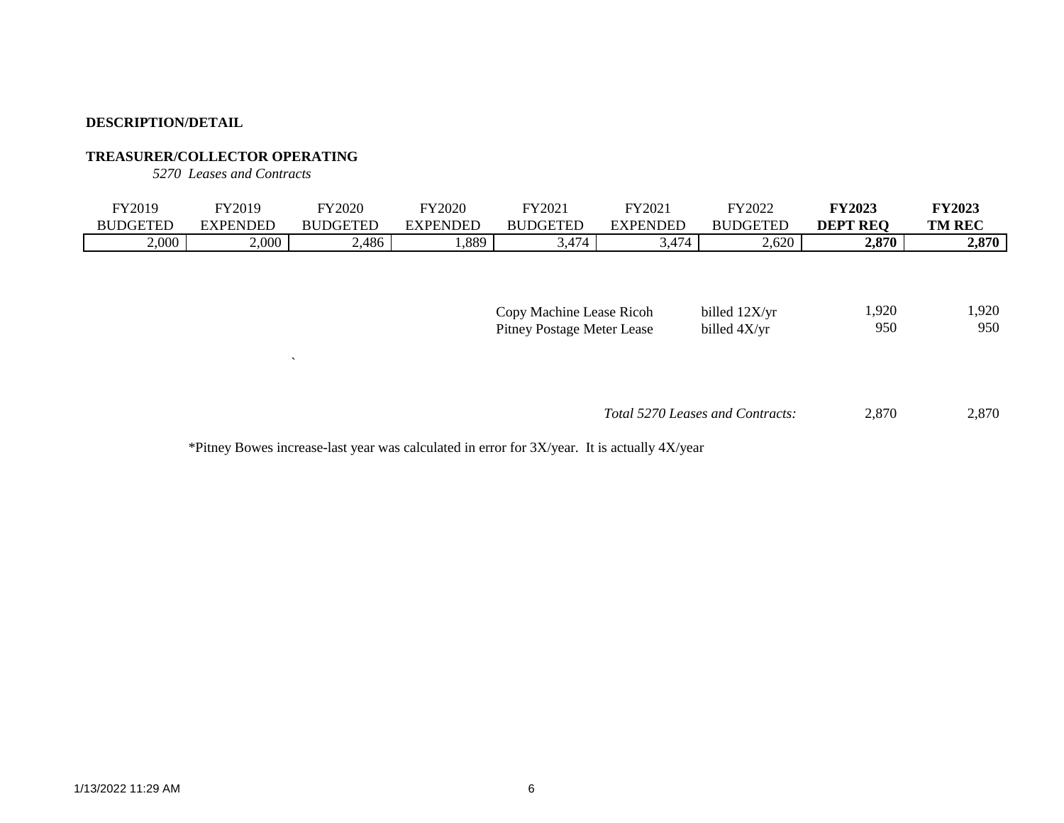**DESCRIPTION/DETAIL**

**TREASURER/COLLECTOR OPERATING**

*5270 Leases and Contracts*

| FY2019 BUDGETED | FY2019 EXPENDED | FY2020 BUDGETED | FY2020 EXPENDED | FY2021 BUDGETED | FY2021 EXPENDED | FY2022 BUDGETED | **FY2023 DEPT REQ** | **FY2023 TM REC** |
|---|---|---|---|---|---|---|---|---|
| 2,000 | 2,000 | 2,486 | 1,889 | 3,474 | 3,474 | 2,620 | **2,870** | **2,870** |

| | | | |
|---|---|---|---|
| Copy Machine Lease Ricoh | billed 12X/yr | 1,920 | 1,920 |
| Pitney Postage Meter Lease | billed 4X/yr | 950 | 950 |
| | *Total 5270 Leases and Contracts:* | 2,870 | 2,870 |

*Pitney Bowes increase-last year was calculated in error for 3X/year. It is actually 4X/year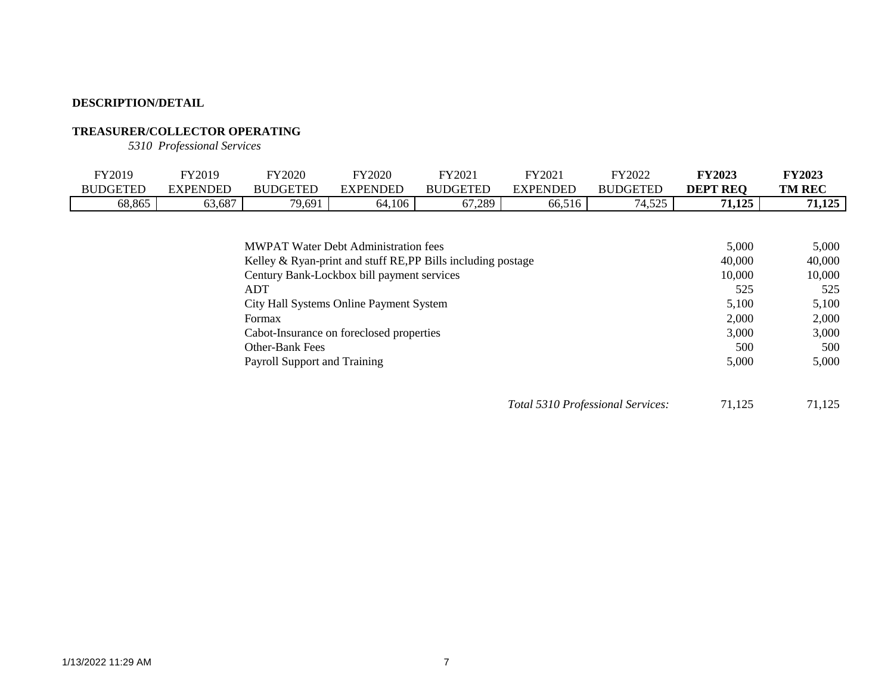**DESCRIPTION/DETAIL**

**TREASURER/COLLECTOR OPERATING**

*5310 Professional Services*

| FY2019 BUDGETED | FY2019 EXPENDED | FY2020 BUDGETED | FY2020 EXPENDED | FY2021 BUDGETED | FY2021 EXPENDED | FY2022 BUDGETED | **FY2023 DEPT REQ** | **FY2023 TM REC** |
|---|---|---|---|---|---|---|---|---|
| 68,865 | 63,687 | 79,691 | 64,106 | 67,289 | 66,516 | 74,525 | **71,125** | **71,125** |

| Description | FY2023 DEPT REQ | FY2023 TM REC |
|---|---|---|
| MWPAT Water Debt Administration fees | 5,000 | 5,000 |
| Kelley & Ryan-print and stuff RE,PP Bills including postage | 40,000 | 40,000 |
| Century Bank-Lockbox bill payment services | 10,000 | 10,000 |
| ADT | 525 | 525 |
| City Hall Systems Online Payment System | 5,100 | 5,100 |
| Formax | 2,000 | 2,000 |
| Cabot-Insurance on foreclosed properties | 3,000 | 3,000 |
| Other-Bank Fees | 500 | 500 |
| Payroll Support and Training | 5,000 | 5,000 |
| *Total 5310 Professional Services:* | 71,125 | 71,125 |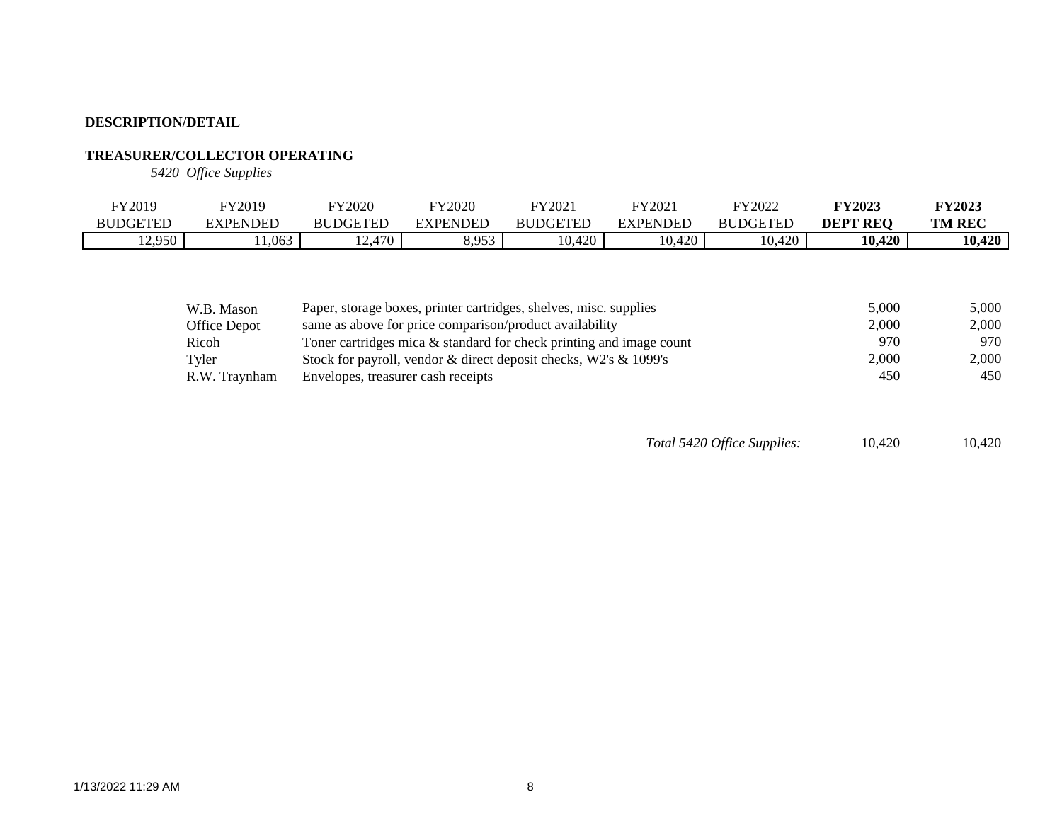**DESCRIPTION/DETAIL**

**TREASURER/COLLECTOR OPERATING**

*5420 Office Supplies*

| FY2019 BUDGETED | FY2019 EXPENDED | FY2020 BUDGETED | FY2020 EXPENDED | FY2021 BUDGETED | FY2021 EXPENDED | FY2022 BUDGETED | **FY2023 DEPT REQ** | **FY2023 TM REC** |
|---|---|---|---|---|---|---|---|---|
| 12,950 | 11,063 | 12,470 | 8,953 | 10,420 | 10,420 | 10,420 | **10,420** | **10,420** |

| Vendor | Description | Dept Req | TM Rec |
|---|---|---|---|
| W.B. Mason | Paper, storage boxes, printer cartridges, shelves, misc. supplies | 5,000 | 5,000 |
| Office Depot | same as above for price comparison/product availability | 2,000 | 2,000 |
| Ricoh | Toner cartridges mica & standard for check printing and image count | 970 | 970 |
| Tyler | Stock for payroll, vendor & direct deposit checks, W2's & 1099's | 2,000 | 2,000 |
| R.W. Traynham | Envelopes, treasurer cash receipts | 450 | 450 |
| | *Total 5420 Office Supplies:* | 10,420 | 10,420 |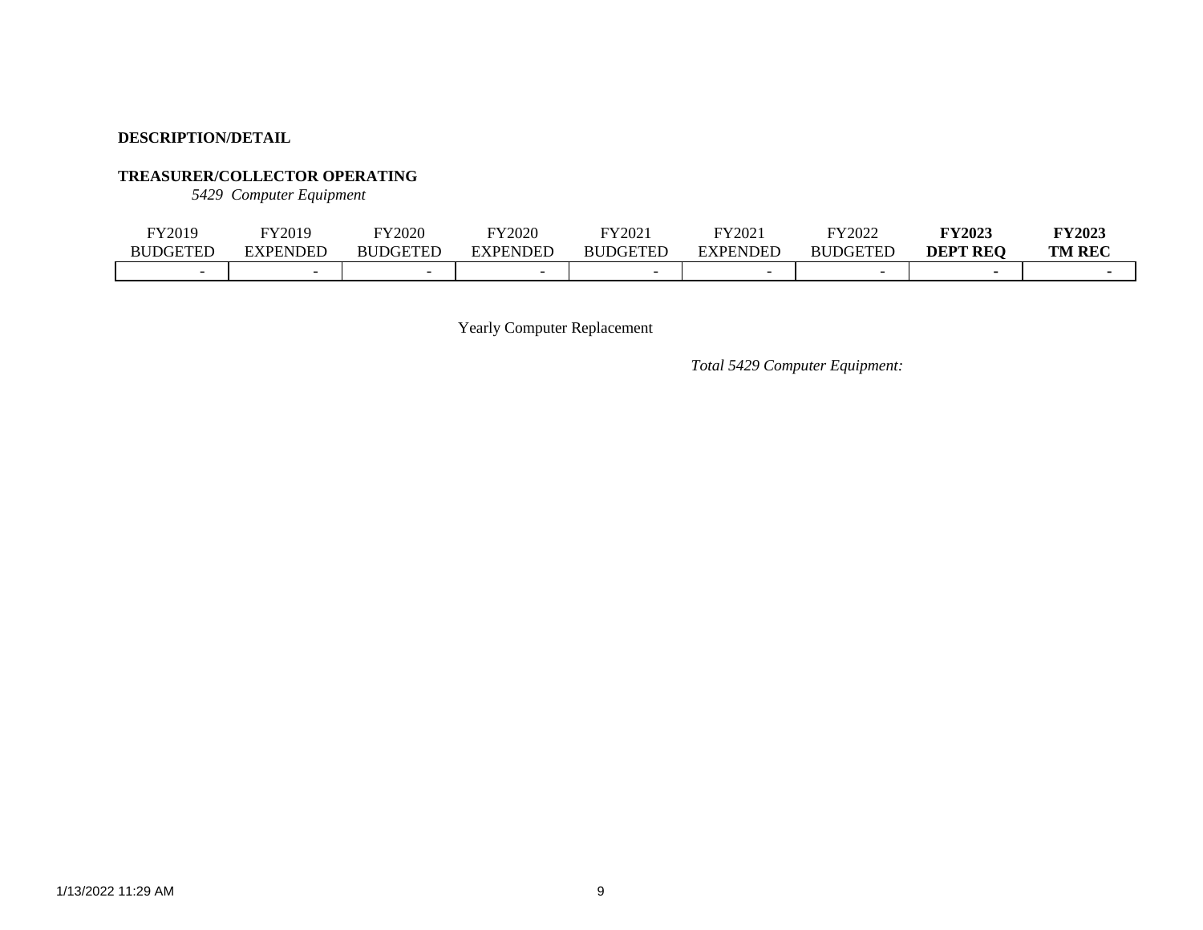**DESCRIPTION/DETAIL**

**TREASURER/COLLECTOR OPERATING**

*5429 Computer Equipment*

| FY2019 BUDGETED | FY2019 EXPENDED | FY2020 BUDGETED | FY2020 EXPENDED | FY2021 BUDGETED | FY2021 EXPENDED | FY2022 BUDGETED | **FY2023 DEPT REQ** | **FY2023 TM REC** |
|---|---|---|---|---|---|---|---|---|
| - | - | - | - | - | - | - | - | - |

Yearly Computer Replacement

*Total 5429 Computer Equipment:*

1/13/2022 11:29 AM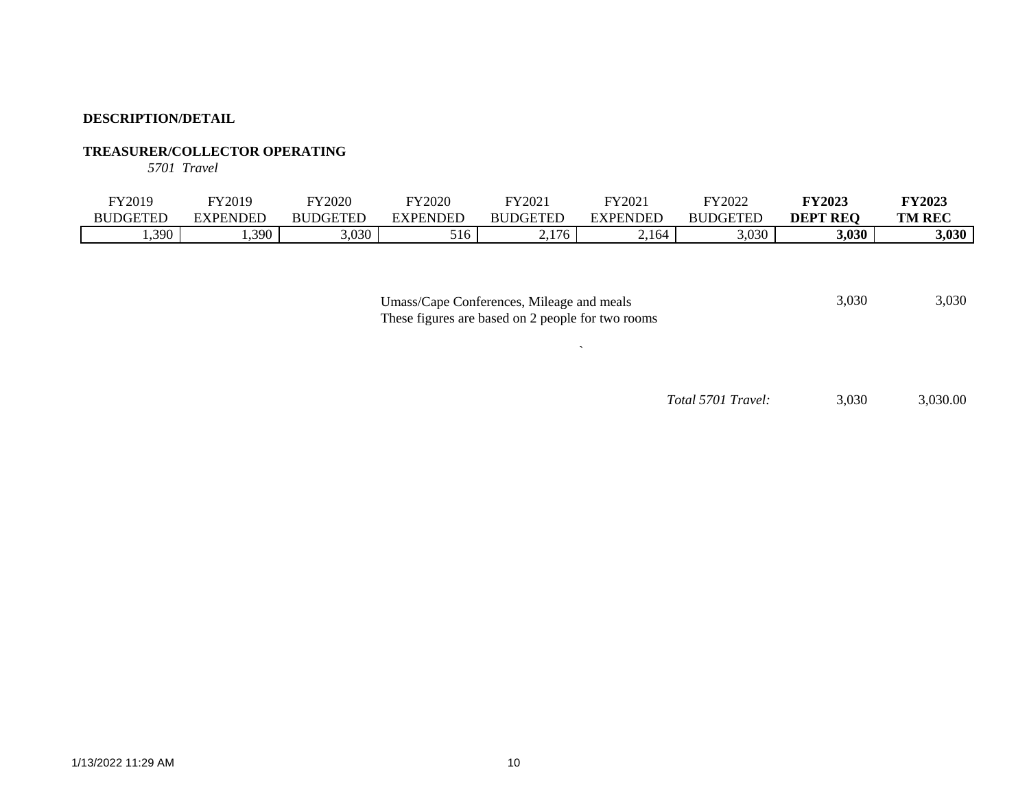**DESCRIPTION/DETAIL**

**TREASURER/COLLECTOR OPERATING**

*5701 Travel*

| FY2019 BUDGETED | FY2019 EXPENDED | FY2020 BUDGETED | FY2020 EXPENDED | FY2021 BUDGETED | FY2021 EXPENDED | FY2022 BUDGETED | **FY2023 DEPT REQ** | **FY2023 TM REC** |
|---|---|---|---|---|---|---|---|---|
| 1,390 | 1,390 | 3,030 | 516 | 2,176 | 2,164 | 3,030 | **3,030** | **3,030** |

| Description | FY2023 DEPT REQ | FY2023 TM REC |
|---|---|---|
| Umass/Cape Conferences, Mileage and meals<br>These figures are based on 2 people for two rooms | 3,030 | 3,030 |
| *Total 5701 Travel:* | 3,030 | 3,030.00 |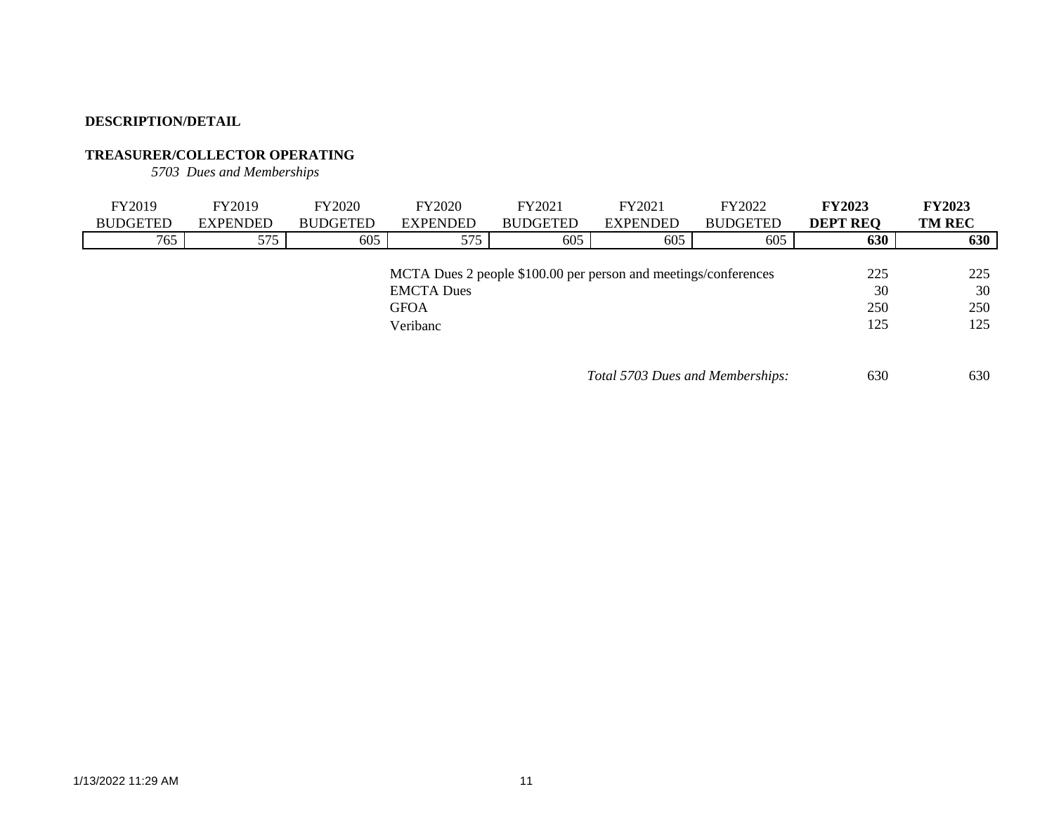**DESCRIPTION/DETAIL**

**TREASURER/COLLECTOR OPERATING**

*5703 Dues and Memberships*

| FY2019 BUDGETED | FY2019 EXPENDED | FY2020 BUDGETED | FY2020 EXPENDED | FY2021 BUDGETED | FY2021 EXPENDED | FY2022 BUDGETED | **FY2023 DEPT REQ** | **FY2023 TM REC** |
|---|---|---|---|---|---|---|---|---|
| 765 | 575 | 605 | 575 | 605 | 605 | 605 | **630** | **630** |

| Description | FY2023 DEPT REQ | FY2023 TM REC |
|---|---|---|
| MCTA Dues 2 people $100.00 per person and meetings/conferences | 225 | 225 |
| EMCTA Dues | 30 | 30 |
| GFOA | 250 | 250 |
| Veribanc | 125 | 125 |
| *Total 5703 Dues and Memberships:* | 630 | 630 |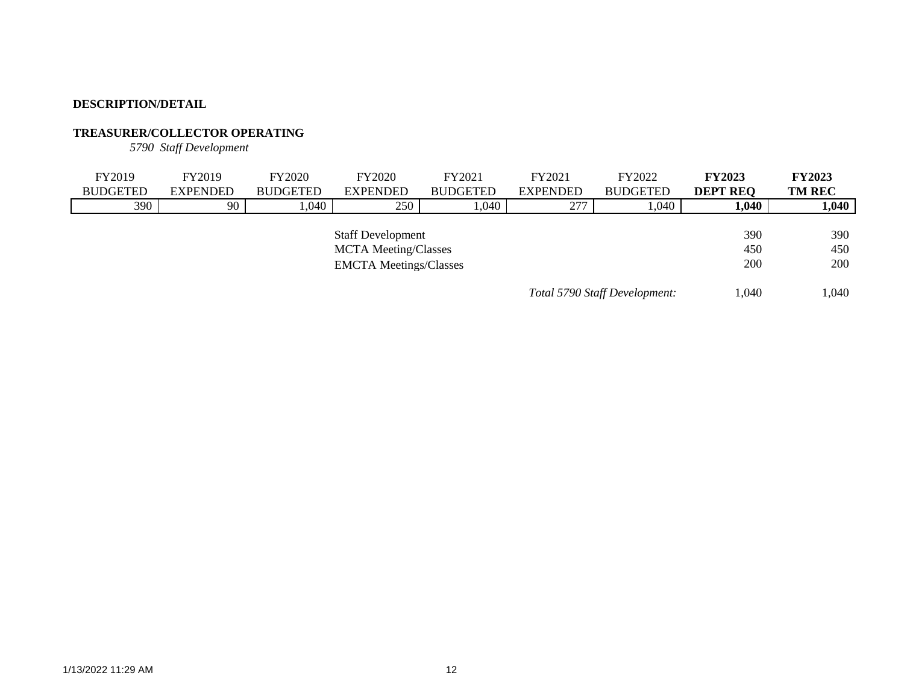**DESCRIPTION/DETAIL**

**TREASURER/COLLECTOR OPERATING**

*5790 Staff Development*

| FY2019 BUDGETED | FY2019 EXPENDED | FY2020 BUDGETED | FY2020 EXPENDED | FY2021 BUDGETED | FY2021 EXPENDED | FY2022 BUDGETED | **FY2023 DEPT REQ** | **FY2023 TM REC** |
|---|---|---|---|---|---|---|---|---|
| 390 | 90 | 1,040 | 250 | 1,040 | 277 | 1,040 | **1,040** | **1,040** |

| | FY2023 DEPT REQ | FY2023 TM REC |
|---|---|---|
| Staff Development | 390 | 390 |
| MCTA Meeting/Classes | 450 | 450 |
| EMCTA Meetings/Classes | 200 | 200 |
| *Total 5790 Staff Development:* | 1,040 | 1,040 |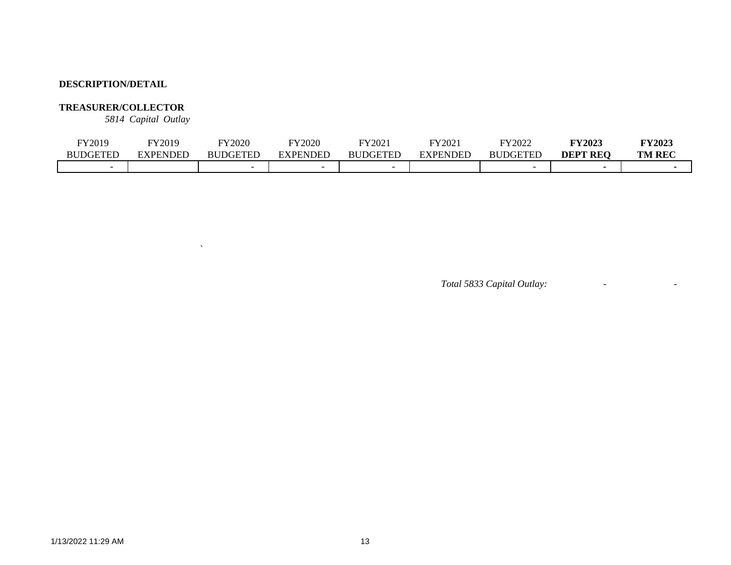**DESCRIPTION/DETAIL**

**TREASURER/COLLECTOR**

*5814 Capital Outlay*

| FY2019 BUDGETED | FY2019 EXPENDED | FY2020 BUDGETED | FY2020 EXPENDED | FY2021 BUDGETED | FY2021 EXPENDED | FY2022 BUDGETED | **FY2023 DEPT REQ** | **FY2023 TM REC** |
|---|---|---|---|---|---|---|---|---|
| - | | - | - | - | | - | - | - |

`

*Total 5833 Capital Outlay:* - -

1/13/2022 11:29 AM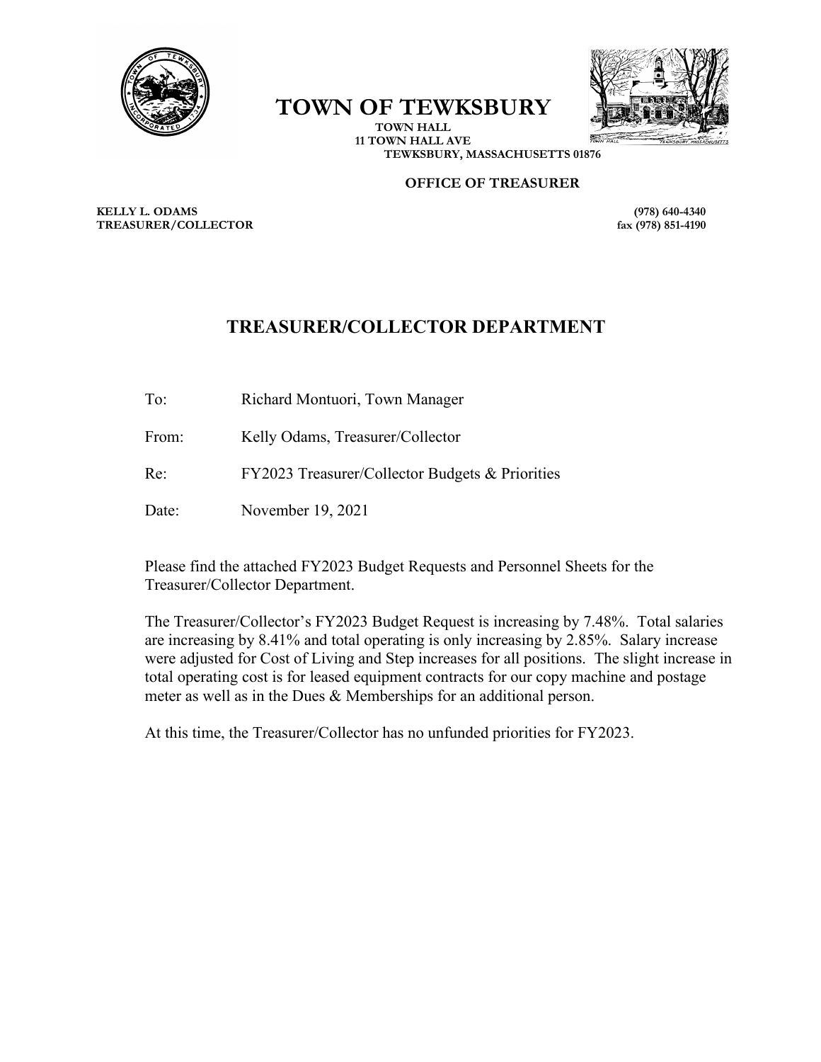# TOWN OF TEWKSBURY

**TOWN HALL**
**11 TOWN HALL AVE**
**TEWKSBURY, MASSACHUSETTS 01876**

**OFFICE OF TREASURER**

**KELLY L. ODAMS**
**TREASURER/COLLECTOR**

**(978) 640-4340**
**fax (978) 851-4190**

## TREASURER/COLLECTOR DEPARTMENT

To: Richard Montuori, Town Manager

From: Kelly Odams, Treasurer/Collector

Re: FY2023 Treasurer/Collector Budgets & Priorities

Date: November 19, 2021

Please find the attached FY2023 Budget Requests and Personnel Sheets for the Treasurer/Collector Department.

The Treasurer/Collector's FY2023 Budget Request is increasing by 7.48%. Total salaries are increasing by 8.41% and total operating is only increasing by 2.85%. Salary increase were adjusted for Cost of Living and Step increases for all positions. The slight increase in total operating cost is for leased equipment contracts for our copy machine and postage meter as well as in the Dues & Memberships for an additional person.

At this time, the Treasurer/Collector has no unfunded priorities for FY2023.